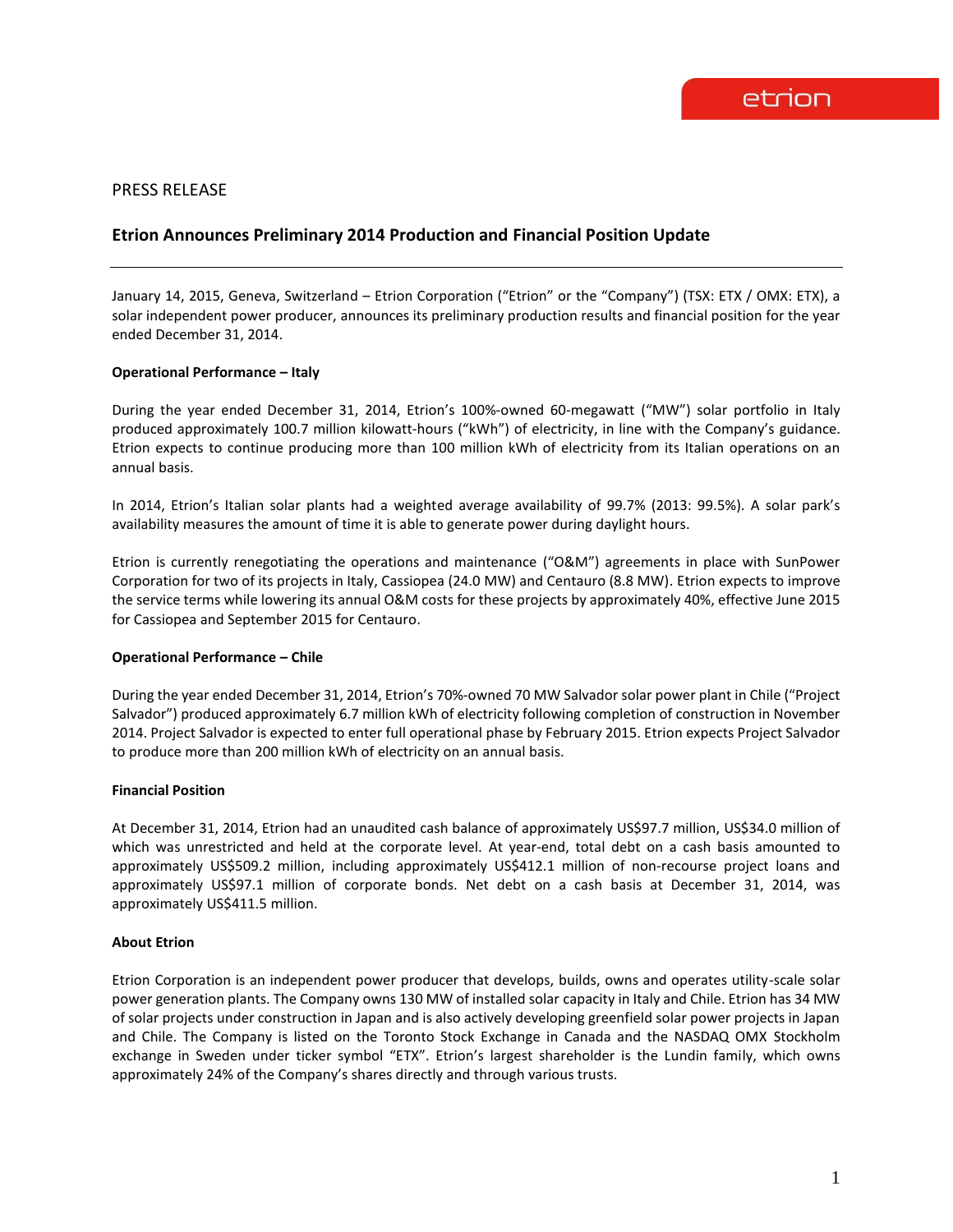PRESS RELEASE

# Etrion Announces Preliminary 2014 Production and Financial Position Update

---

January 14, 2015, Geneva, Switzerland – Etrion Corporation ("Etrion" or the "Company") (TSX: ETX / OMX: ETX), a solar independent power producer, announces its preliminary production results and financial position for the year ended December 31, 2014.

**Operational Performance – Italy**

During the year ended December 31, 2014, Etrion's 100%-owned 60-megawatt ("MW") solar portfolio in Italy produced approximately 100.7 million kilowatt-hours ("kWh") of electricity, in line with the Company's guidance. Etrion expects to continue producing more than 100 million kWh of electricity from its Italian operations on an annual basis.

In 2014, Etrion's Italian solar plants had a weighted average availability of 99.7% (2013: 99.5%). A solar park's availability measures the amount of time it is able to generate power during daylight hours.

Etrion is currently renegotiating the operations and maintenance ("O&M") agreements in place with SunPower Corporation for two of its projects in Italy, Cassiopea (24.0 MW) and Centauro (8.8 MW). Etrion expects to improve the service terms while lowering its annual O&M costs for these projects by approximately 40%, effective June 2015 for Cassiopea and September 2015 for Centauro.

**Operational Performance – Chile**

During the year ended December 31, 2014, Etrion's 70%-owned 70 MW Salvador solar power plant in Chile ("Project Salvador") produced approximately 6.7 million kWh of electricity following completion of construction in November 2014. Project Salvador is expected to enter full operational phase by February 2015. Etrion expects Project Salvador to produce more than 200 million kWh of electricity on an annual basis.

**Financial Position**

At December 31, 2014, Etrion had an unaudited cash balance of approximately US$97.7 million, US$34.0 million of which was unrestricted and held at the corporate level. At year-end, total debt on a cash basis amounted to approximately US$509.2 million, including approximately US$412.1 million of non-recourse project loans and approximately US$97.1 million of corporate bonds. Net debt on a cash basis at December 31, 2014, was approximately US$411.5 million.

**About Etrion**

Etrion Corporation is an independent power producer that develops, builds, owns and operates utility-scale solar power generation plants. The Company owns 130 MW of installed solar capacity in Italy and Chile. Etrion has 34 MW of solar projects under construction in Japan and is also actively developing greenfield solar power projects in Japan and Chile. The Company is listed on the Toronto Stock Exchange in Canada and the NASDAQ OMX Stockholm exchange in Sweden under ticker symbol "ETX". Etrion's largest shareholder is the Lundin family, which owns approximately 24% of the Company's shares directly and through various trusts.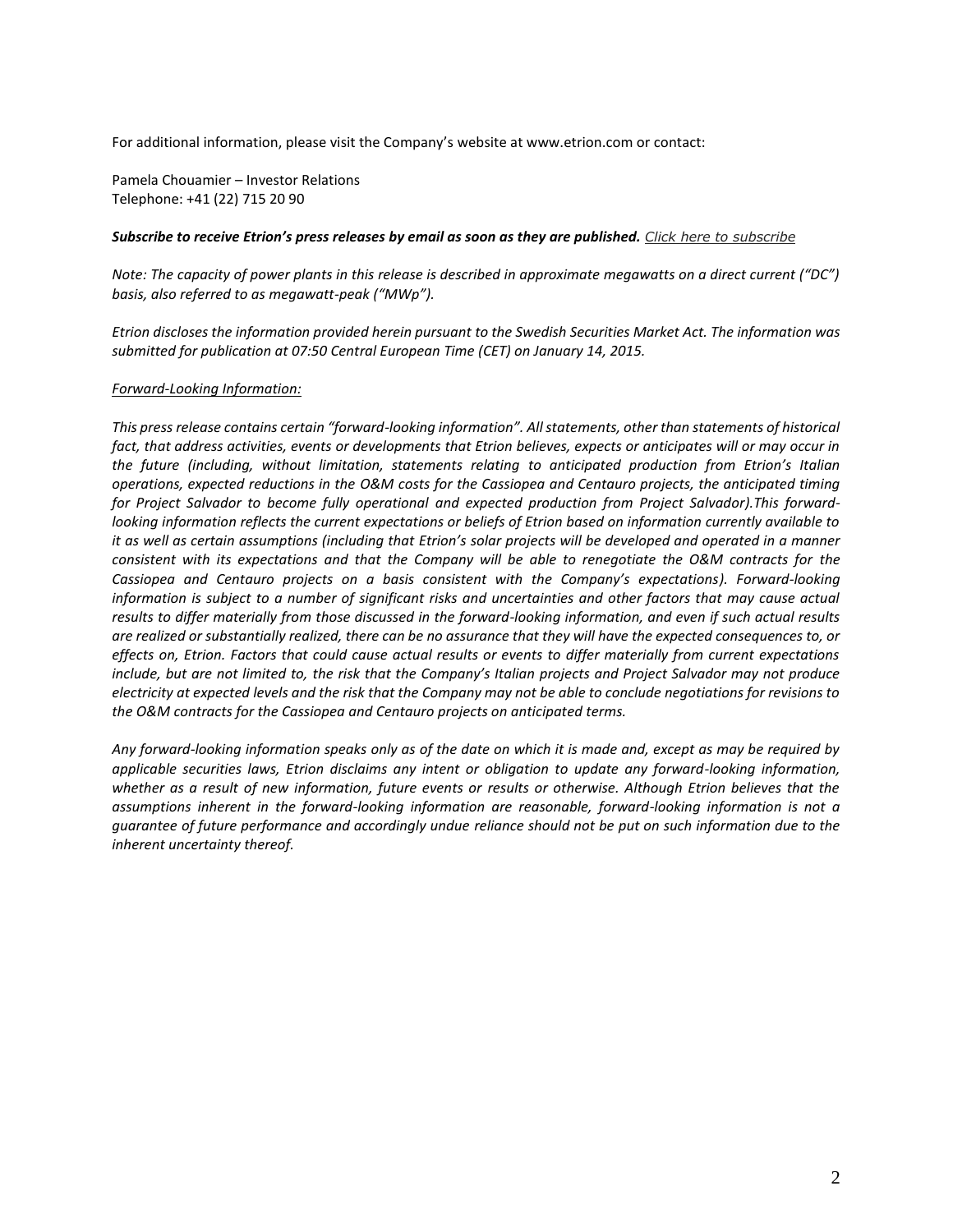For additional information, please visit the Company's website at www.etrion.com or contact:

Pamela Chouamier – Investor Relations
Telephone: +41 (22) 715 20 90

***Subscribe to receive Etrion's press releases by email as soon as they are published.*** *Click here to subscribe*

*Note: The capacity of power plants in this release is described in approximate megawatts on a direct current ("DC") basis, also referred to as megawatt-peak ("MWp").*

*Etrion discloses the information provided herein pursuant to the Swedish Securities Market Act. The information was submitted for publication at 07:50 Central European Time (CET) on January 14, 2015.*

*Forward-Looking Information:*

*This press release contains certain "forward-looking information". All statements, other than statements of historical fact, that address activities, events or developments that Etrion believes, expects or anticipates will or may occur in the future (including, without limitation, statements relating to anticipated production from Etrion's Italian operations, expected reductions in the O&M costs for the Cassiopea and Centauro projects, the anticipated timing for Project Salvador to become fully operational and expected production from Project Salvador).This forward-looking information reflects the current expectations or beliefs of Etrion based on information currently available to it as well as certain assumptions (including that Etrion's solar projects will be developed and operated in a manner consistent with its expectations and that the Company will be able to renegotiate the O&M contracts for the Cassiopea and Centauro projects on a basis consistent with the Company's expectations). Forward-looking information is subject to a number of significant risks and uncertainties and other factors that may cause actual results to differ materially from those discussed in the forward-looking information, and even if such actual results are realized or substantially realized, there can be no assurance that they will have the expected consequences to, or effects on, Etrion. Factors that could cause actual results or events to differ materially from current expectations include, but are not limited to, the risk that the Company's Italian projects and Project Salvador may not produce electricity at expected levels and the risk that the Company may not be able to conclude negotiations for revisions to the O&M contracts for the Cassiopea and Centauro projects on anticipated terms.*

*Any forward-looking information speaks only as of the date on which it is made and, except as may be required by applicable securities laws, Etrion disclaims any intent or obligation to update any forward-looking information, whether as a result of new information, future events or results or otherwise. Although Etrion believes that the assumptions inherent in the forward-looking information are reasonable, forward-looking information is not a guarantee of future performance and accordingly undue reliance should not be put on such information due to the inherent uncertainty thereof.*